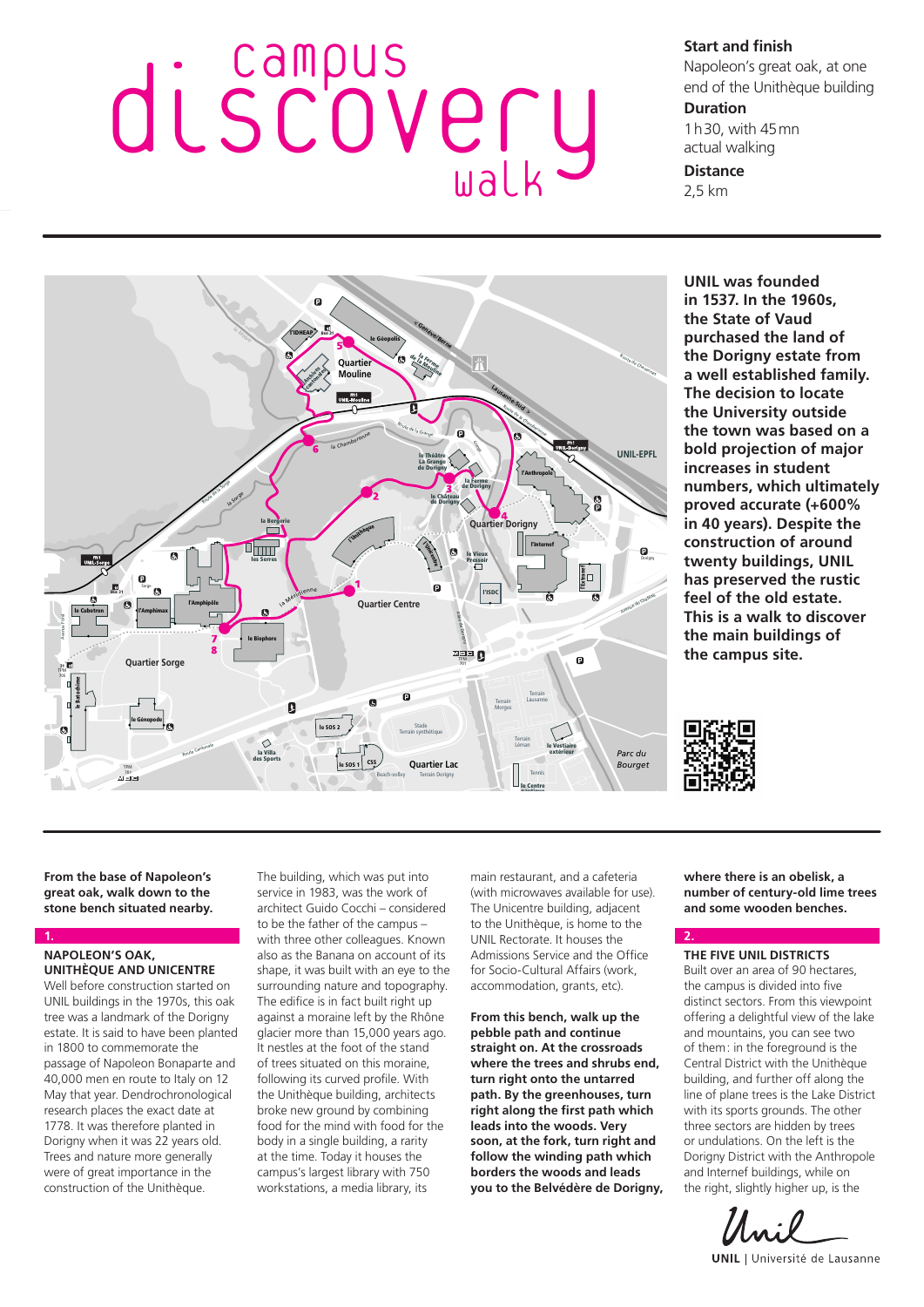# campus discovery walk

**Start and finish**
Napoleon's great oak, at one end of the Unithèque building

**Duration**
1 h 30, with 45 mn actual walking

**Distance**
2,5 km

**UNIL was founded in 1537. In the 1960s, the State of Vaud purchased the land of the Dorigny estate from a well established family. The decision to locate the University outside the town was based on a bold projection of major increases in student numbers, which ultimately proved accurate (+600% in 40 years). Despite the construction of around twenty buildings, UNIL has preserved the rustic feel of the old estate. This is a walk to discover the main buildings of the campus site.**

**From the base of Napoleon's great oak, walk down to the stone bench situated nearby.**

## 1.

### NAPOLEON'S OAK, UNITHÈQUE AND UNICENTRE

Well before construction started on UNIL buildings in the 1970s, this oak tree was a landmark of the Dorigny estate. It is said to have been planted in 1800 to commemorate the passage of Napoleon Bonaparte and 40,000 men en route to Italy on 12 May that year. Dendrochronological research places the exact date at 1778. It was therefore planted in Dorigny when it was 22 years old. Trees and nature more generally were of great importance in the construction of the Unithèque.

The building, which was put into service in 1983, was the work of architect Guido Cocchi – considered to be the father of the campus – with three other colleagues. Known also as the Banana on account of its shape, it was built with an eye to the surrounding nature and topography. The edifice is in fact built right up against a moraine left by the Rhône glacier more than 15,000 years ago. It nestles at the foot of the stand of trees situated on this moraine, following its curved profile. With the Unithèque building, architects broke new ground by combining food for the mind with food for the body in a single building, a rarity at the time. Today it houses the campus's largest library with 750 workstations, a media library, its main restaurant, and a cafeteria (with microwaves available for use). The Unicentre building, adjacent to the Unithèque, is home to the UNIL Rectorate. It houses the Admissions Service and the Office for Socio-Cultural Affairs (work, accommodation, grants, etc).

**From this bench, walk up the pebble path and continue straight on. At the crossroads where the trees and shrubs end, turn right onto the untarred path. By the greenhouses, turn right along the first path which leads into the woods. Very soon, at the fork, turn right and follow the winding path which borders the woods and leads you to the Belvédère de Dorigny, where there is an obelisk, a number of century-old lime trees and some wooden benches.**

## 2.

### THE FIVE UNIL DISTRICTS

Built over an area of 90 hectares, the campus is divided into five distinct sectors. From this viewpoint offering a delightful view of the lake and mountains, you can see two of them: in the foreground is the Central District with the Unithèque building, and further off along the line of plane trees is the Lake District with its sports grounds. The other three sectors are hidden by trees or undulations. On the left is the Dorigny District with the Anthropole and Internef buildings, while on the right, slightly higher up, is the

UNIL | Université de Lausanne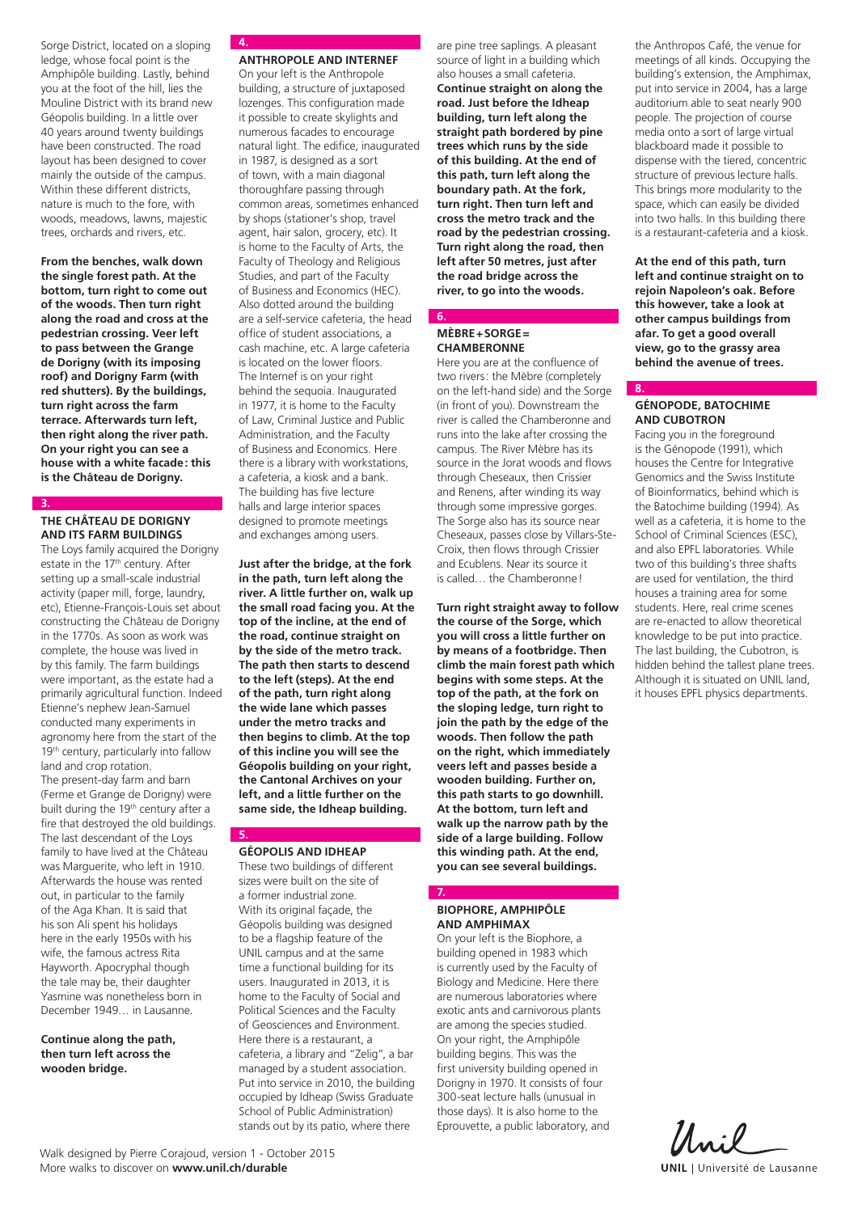Sorge District, located on a sloping ledge, whose focal point is the Amphipôle building. Lastly, behind you at the foot of the hill, lies the Mouline District with its brand new Géopolis building. In a little over 40 years around twenty buildings have been constructed. The road layout has been designed to cover mainly the outside of the campus. Within these different districts, nature is much to the fore, with woods, meadows, lawns, majestic trees, orchards and rivers, etc.

**From the benches, walk down the single forest path. At the bottom, turn right to come out of the woods. Then turn right along the road and cross at the pedestrian crossing. Veer left to pass between the Grange de Dorigny (with its imposing roof) and Dorigny Farm (with red shutters). By the buildings, turn right across the farm terrace. Afterwards turn left, then right along the river path. On your right you can see a house with a white facade: this is the Château de Dorigny.**

## 3.

### THE CHÂTEAU DE DORIGNY AND ITS FARM BUILDINGS

The Loys family acquired the Dorigny estate in the 17th century. After setting up a small-scale industrial activity (paper mill, forge, laundry, etc), Etienne-François-Louis set about constructing the Château de Dorigny in the 1770s. As soon as work was complete, the house was lived in by this family. The farm buildings were important, as the estate had a primarily agricultural function. Indeed Etienne's nephew Jean-Samuel conducted many experiments in agronomy here from the start of the 19th century, particularly into fallow land and crop rotation.
The present-day farm and barn (Ferme et Grange de Dorigny) were built during the 19th century after a fire that destroyed the old buildings. The last descendant of the Loys family to have lived at the Château was Marguerite, who left in 1910. Afterwards the house was rented out, in particular to the family of the Aga Khan. It is said that his son Ali spent his holidays here in the early 1950s with his wife, the famous actress Rita Hayworth. Apocryphal though the tale may be, their daughter Yasmine was nonetheless born in December 1949… in Lausanne.

**Continue along the path, then turn left across the wooden bridge.**

## 4.

### ANTHROPOLE AND INTERNEF

On your left is the Anthropole building, a structure of juxtaposed lozenges. This configuration made it possible to create skylights and numerous facades to encourage natural light. The edifice, inaugurated in 1987, is designed as a sort of town, with a main diagonal thoroughfare passing through common areas, sometimes enhanced by shops (stationer's shop, travel agent, hair salon, grocery, etc). It is home to the Faculty of Arts, the Faculty of Theology and Religious Studies, and part of the Faculty of Business and Economics (HEC). Also dotted around the building are a self-service cafeteria, the head office of student associations, a cash machine, etc. A large cafeteria is located on the lower floors.
The Internef is on your right behind the sequoia. Inaugurated in 1977, it is home to the Faculty of Law, Criminal Justice and Public Administration, and the Faculty of Business and Economics. Here there is a library with workstations, a cafeteria, a kiosk and a bank. The building has five lecture halls and large interior spaces designed to promote meetings and exchanges among users.

**Just after the bridge, at the fork in the path, turn left along the river. A little further on, walk up the small road facing you. At the top of the incline, at the end of the road, continue straight on by the side of the metro track. The path then starts to descend to the left (steps). At the end of the path, turn right along the wide lane which passes under the metro tracks and then begins to climb. At the top of this incline you will see the Géopolis building on your right, the Cantonal Archives on your left, and a little further on the same side, the Idheap building.**

## 5.

### GÉOPOLIS AND IDHEAP

These two buildings of different sizes were built on the site of a former industrial zone. With its original façade, the Géopolis building was designed to be a flagship feature of the UNIL campus and at the same time a functional building for its users. Inaugurated in 2013, it is home to the Faculty of Social and Political Sciences and the Faculty of Geosciences and Environment. Here there is a restaurant, a cafeteria, a library and "Zelig", a bar managed by a student association. Put into service in 2010, the building occupied by Idheap (Swiss Graduate School of Public Administration) stands out by its patio, where there are pine tree saplings. A pleasant source of light in a building which also houses a small cafeteria.

**Continue straight on along the road. Just before the Idheap building, turn left along the straight path bordered by pine trees which runs by the side of this building. At the end of this path, turn left along the boundary path. At the fork, turn right. Then turn left and cross the metro track and the road by the pedestrian crossing. Turn right along the road, then left after 50 metres, just after the road bridge across the river, to go into the woods.**

## 6.

### MÈBRE + SORGE = CHAMBERONNE

Here you are at the confluence of two rivers: the Mèbre (completely on the left-hand side) and the Sorge (in front of you). Downstream the river is called the Chamberonne and runs into the lake after crossing the campus. The River Mèbre has its source in the Jorat woods and flows through Cheseaux, then Crissier and Renens, after winding its way through some impressive gorges. The Sorge also has its source near Cheseaux, passes close by Villars-Ste-Croix, then flows through Crissier and Ecublens. Near its source it is called… the Chamberonne!

**Turn right straight away to follow the course of the Sorge, which you will cross a little further on by means of a footbridge. Then climb the main forest path which begins with some steps. At the top of the path, at the fork on the sloping ledge, turn right to join the path by the edge of the woods. Then follow the path on the right, which immediately veers left and passes beside a wooden building. Further on, this path starts to go downhill. At the bottom, turn left and walk up the narrow path by the side of a large building. Follow this winding path. At the end, you can see several buildings.**

## 7.

### BIOPHORE, AMPHIPÔLE AND AMPHIMAX

On your left is the Biophore, a building opened in 1983 which is currently used by the Faculty of Biology and Medicine. Here there are numerous laboratories where exotic ants and carnivorous plants are among the species studied.
On your right, the Amphipôle building begins. This was the first university building opened in Dorigny in 1970. It consists of four 300-seat lecture halls (unusual in those days). It is also home to the Eprouvette, a public laboratory, and the Anthropos Café, the venue for meetings of all kinds. Occupying the building's extension, the Amphimax, put into service in 2004, has a large auditorium able to seat nearly 900 people. The projection of course media onto a sort of large virtual blackboard made it possible to dispense with the tiered, concentric structure of previous lecture halls. This brings more modularity to the space, which can easily be divided into two halls. In this building there is a restaurant-cafeteria and a kiosk.

**At the end of this path, turn left and continue straight on to rejoin Napoleon's oak. Before this however, take a look at other campus buildings from afar. To get a good overall view, go to the grassy area behind the avenue of trees.**

## 8.

### GÉNOPODE, BATOCHIME AND CUBOTRON

Facing you in the foreground is the Génopode (1991), which houses the Centre for Integrative Genomics and the Swiss Institute of Bioinformatics, behind which is the Batochime building (1994). As well as a cafeteria, it is home to the School of Criminal Sciences (ESC), and also EPFL laboratories. While two of this building's three shafts are used for ventilation, the third houses a training area for some students. Here, real crime scenes are re-enacted to allow theoretical knowledge to be put into practice. The last building, the Cubotron, is hidden behind the tallest plane trees. Although it is situated on UNIL land, it houses EPFL physics departments.

Walk designed by Pierre Corajoud, version 1 - October 2015
More walks to discover on **www.unil.ch/durable**

Unil
**UNIL** | Université de Lausanne